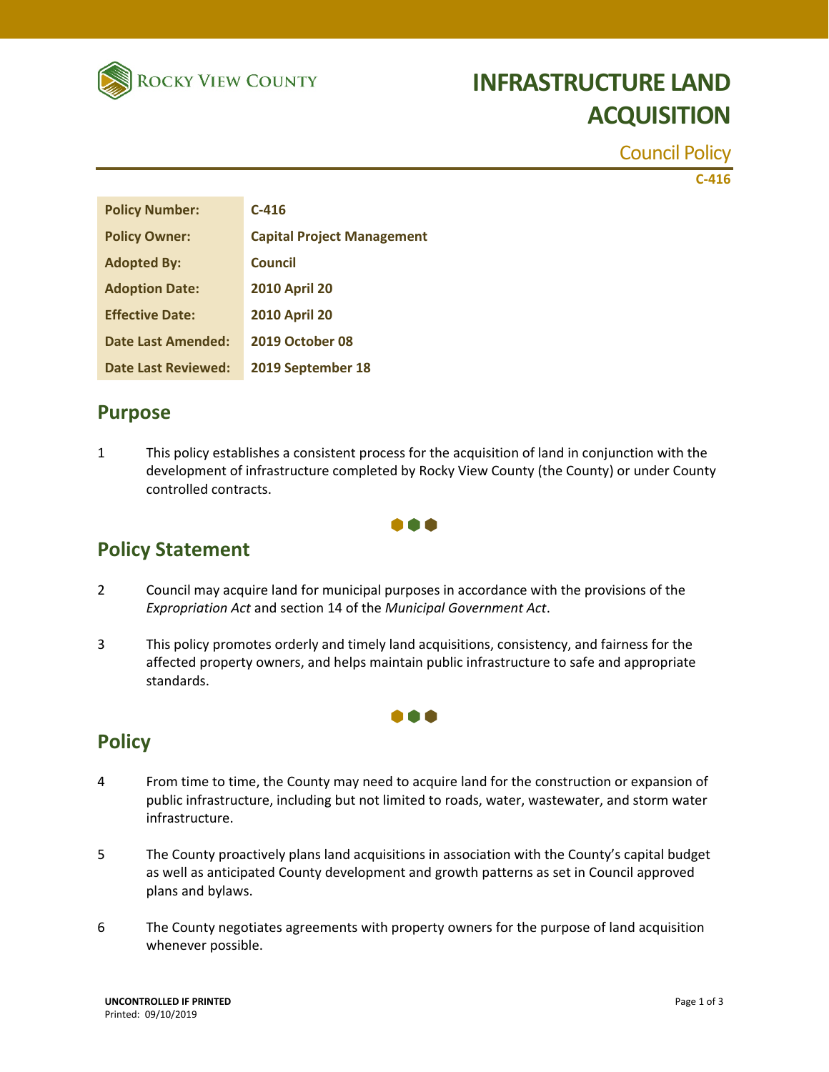Rocky View County

# INFRASTRUCTURE LAND ACQUISITION

Council Policy

C-416

| Policy Number: | C-416 |
|---|---|
| Policy Owner: | Capital Project Management |
| Adopted By: | Council |
| Adoption Date: | 2010 April 20 |
| Effective Date: | 2010 April 20 |
| Date Last Amended: | 2019 October 08 |
| Date Last Reviewed: | 2019 September 18 |

## Purpose

1 This policy establishes a consistent process for the acquisition of land in conjunction with the development of infrastructure completed by Rocky View County (the County) or under County controlled contracts.

## Policy Statement

2 Council may acquire land for municipal purposes in accordance with the provisions of the *Expropriation Act* and section 14 of the *Municipal Government Act*.

3 This policy promotes orderly and timely land acquisitions, consistency, and fairness for the affected property owners, and helps maintain public infrastructure to safe and appropriate standards.

## Policy

4 From time to time, the County may need to acquire land for the construction or expansion of public infrastructure, including but not limited to roads, water, wastewater, and storm water infrastructure.

5 The County proactively plans land acquisitions in association with the County's capital budget as well as anticipated County development and growth patterns as set in Council approved plans and bylaws.

6 The County negotiates agreements with property owners for the purpose of land acquisition whenever possible.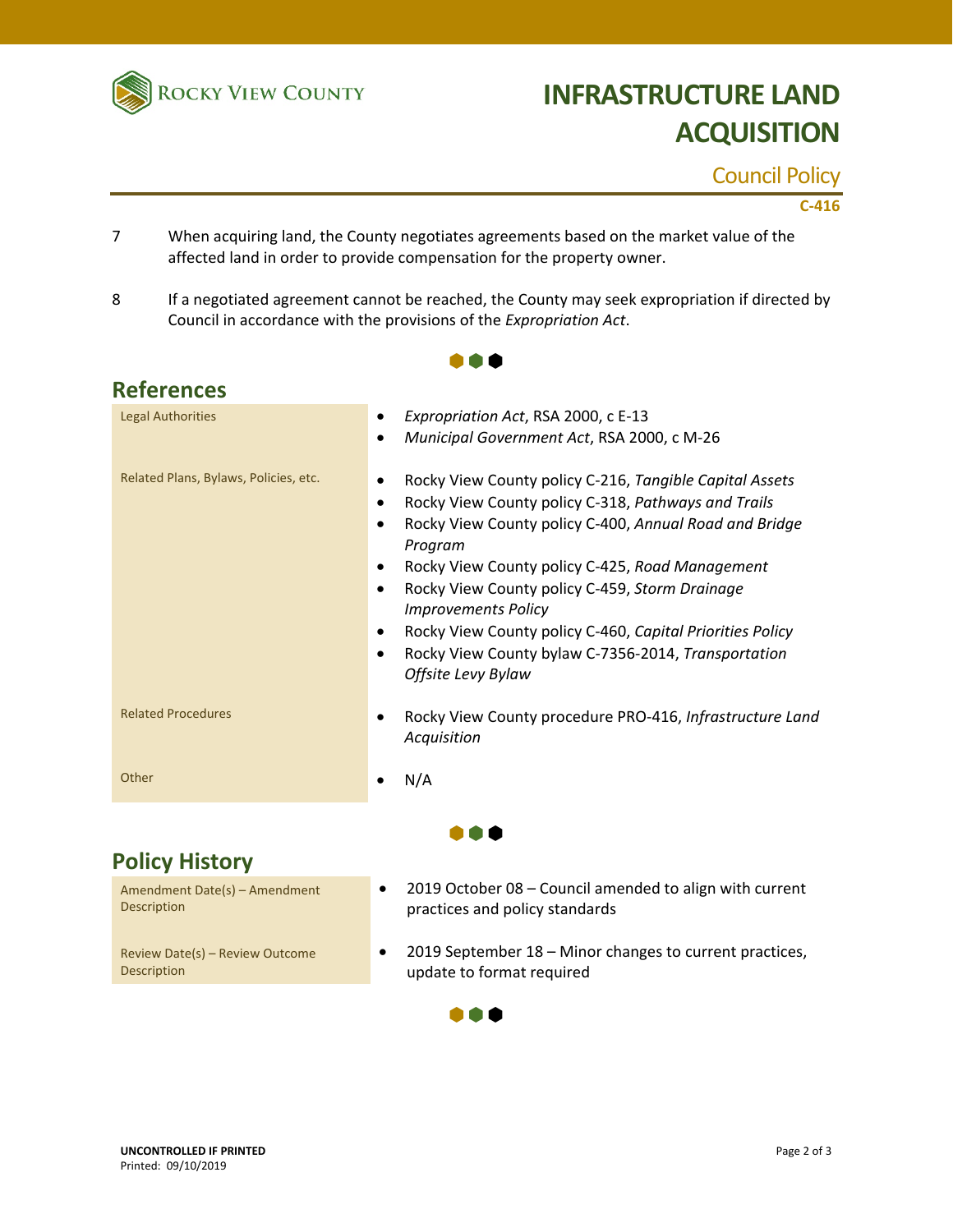7 When acquiring land, the County negotiates agreements based on the market value of the affected land in order to provide compensation for the property owner.

8 If a negotiated agreement cannot be reached, the County may seek expropriation if directed by Council in accordance with the provisions of the *Expropriation Act*.

## References

| | |
|---|---|
| Legal Authorities | • *Expropriation Act*, RSA 2000, c E-13<br>• *Municipal Government Act*, RSA 2000, c M-26 |
| Related Plans, Bylaws, Policies, etc. | • Rocky View County policy C-216, *Tangible Capital Assets*<br>• Rocky View County policy C-318, *Pathways and Trails*<br>• Rocky View County policy C-400, *Annual Road and Bridge Program*<br>• Rocky View County policy C-425, *Road Management*<br>• Rocky View County policy C-459, *Storm Drainage Improvements Policy*<br>• Rocky View County policy C-460, *Capital Priorities Policy*<br>• Rocky View County bylaw C-7356-2014, *Transportation Offsite Levy Bylaw* |
| Related Procedures | • Rocky View County procedure PRO-416, *Infrastructure Land Acquisition* |
| Other | • N/A |

## Policy History

| | |
|---|---|
| Amendment Date(s) – Amendment Description | • 2019 October 08 – Council amended to align with current practices and policy standards |
| Review Date(s) – Review Outcome Description | • 2019 September 18 – Minor changes to current practices, update to format required |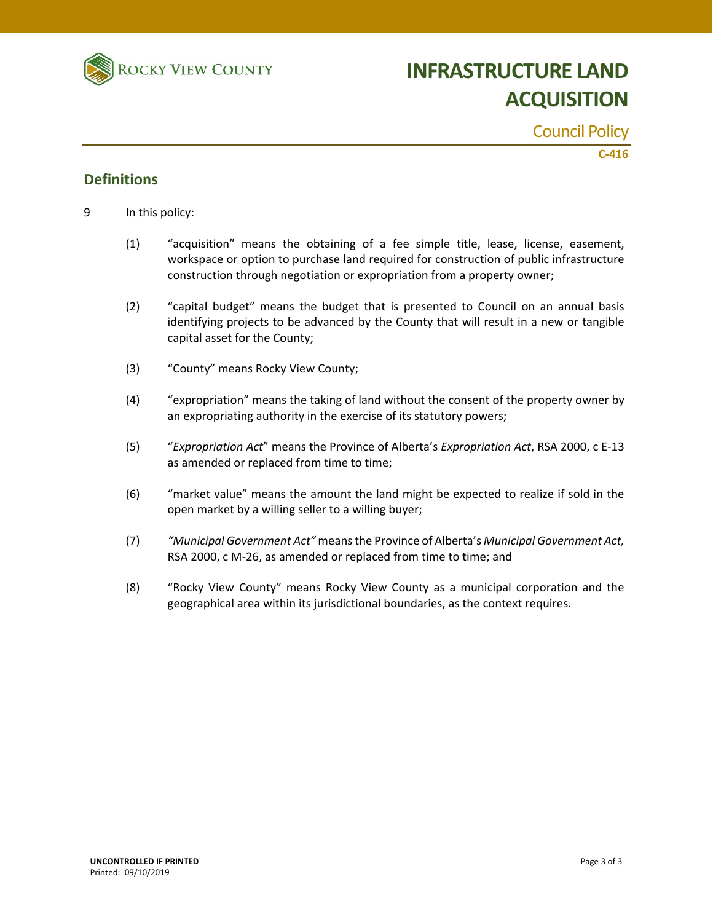## Definitions

9 In this policy:

(1) "acquisition" means the obtaining of a fee simple title, lease, license, easement, workspace or option to purchase land required for construction of public infrastructure construction through negotiation or expropriation from a property owner;

(2) "capital budget" means the budget that is presented to Council on an annual basis identifying projects to be advanced by the County that will result in a new or tangible capital asset for the County;

(3) "County" means Rocky View County;

(4) "expropriation" means the taking of land without the consent of the property owner by an expropriating authority in the exercise of its statutory powers;

(5) "*Expropriation Act*" means the Province of Alberta's *Expropriation Act*, RSA 2000, c E-13 as amended or replaced from time to time;

(6) "market value" means the amount the land might be expected to realize if sold in the open market by a willing seller to a willing buyer;

(7) *"Municipal Government Act"* means the Province of Alberta's *Municipal Government Act,* RSA 2000, c M-26, as amended or replaced from time to time; and

(8) "Rocky View County" means Rocky View County as a municipal corporation and the geographical area within its jurisdictional boundaries, as the context requires.